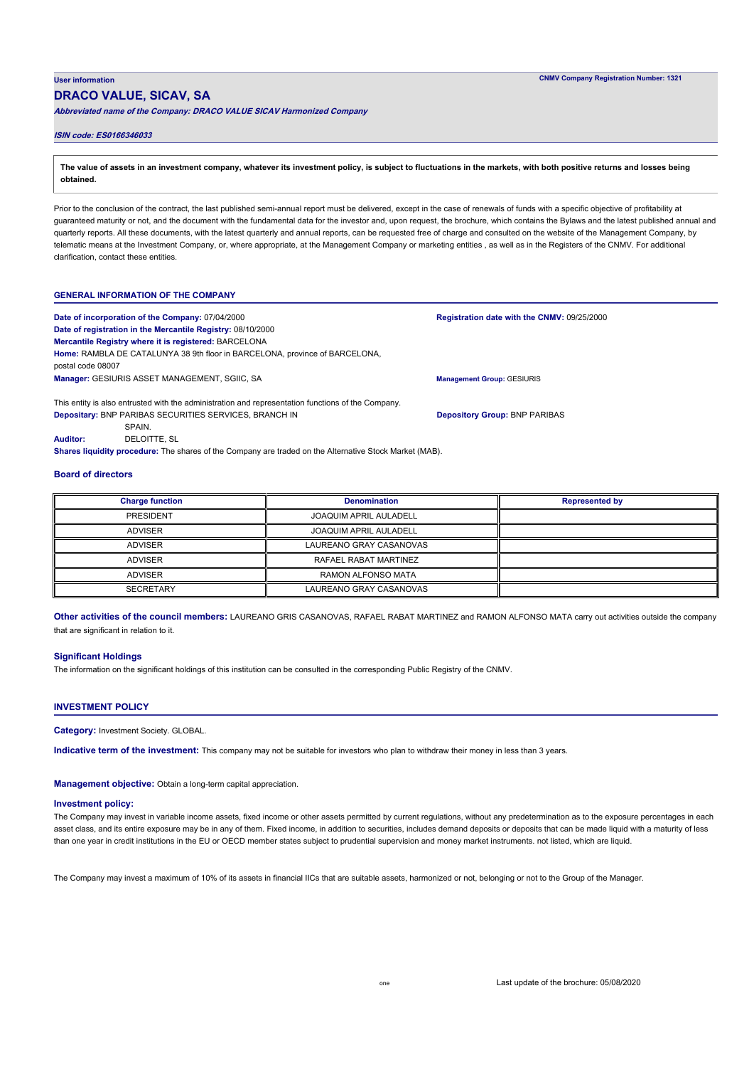**User information** | **CNMV Company Registration Number: 1321**

# DRACO VALUE, SICAV, SA

***Abbreviated name of the Company: DRACO VALUE SICAV Harmonized Company***

***ISIN code: ES0166346033***

**The value of assets in an investment company, whatever its investment policy, is subject to fluctuations in the markets, with both positive returns and losses being obtained.**

Prior to the conclusion of the contract, the last published semi-annual report must be delivered, except in the case of renewals of funds with a specific objective of profitability at guaranteed maturity or not, and the document with the fundamental data for the investor and, upon request, the brochure, which contains the Bylaws and the latest published annual and quarterly reports. All these documents, with the latest quarterly and annual reports, can be requested free of charge and consulted on the website of the Management Company, by telematic means at the Investment Company, or, where appropriate, at the Management Company or marketing entities , as well as in the Registers of the CNMV. For additional clarification, contact these entities.

## GENERAL INFORMATION OF THE COMPANY

**Date of incorporation of the Company:** 07/04/2000
**Registration date with the CNMV:** 09/25/2000
**Date of registration in the Mercantile Registry:** 08/10/2000
**Mercantile Registry where it is registered:** BARCELONA
**Home:** RAMBLA DE CATALUNYA 38 9th floor in BARCELONA, province of BARCELONA, postal code 08007
**Manager:** GESIURIS ASSET MANAGEMENT, SGIIC, SA
**Management Group:** GESIURIS

This entity is also entrusted with the administration and representation functions of the Company.
**Depositary:** BNP PARIBAS SECURITIES SERVICES, BRANCH IN SPAIN.
**Depository Group:** BNP PARIBAS
**Auditor:** DELOITTE, SL
**Shares liquidity procedure:** The shares of the Company are traded on the Alternative Stock Market (MAB).

### Board of directors

| Charge function | Denomination | Represented by |
|---|---|---|
| PRESIDENT | JOAQUIM APRIL AULADELL | |
| ADVISER | JOAQUIM APRIL AULADELL | |
| ADVISER | LAUREANO GRAY CASANOVAS | |
| ADVISER | RAFAEL RABAT MARTINEZ | |
| ADVISER | RAMON ALFONSO MATA | |
| SECRETARY | LAUREANO GRAY CASANOVAS | |

**Other activities of the council members:** LAUREANO GRIS CASANOVAS, RAFAEL RABAT MARTINEZ and RAMON ALFONSO MATA carry out activities outside the company that are significant in relation to it.

### Significant Holdings

The information on the significant holdings of this institution can be consulted in the corresponding Public Registry of the CNMV.

## INVESTMENT POLICY

**Category:** Investment Society. GLOBAL.

**Indicative term of the investment:** This company may not be suitable for investors who plan to withdraw their money in less than 3 years.

**Management objective:** Obtain a long-term capital appreciation.

### Investment policy:

The Company may invest in variable income assets, fixed income or other assets permitted by current regulations, without any predetermination as to the exposure percentages in each asset class, and its entire exposure may be in any of them. Fixed income, in addition to securities, includes demand deposits or deposits that can be made liquid with a maturity of less than one year in credit institutions in the EU or OECD member states subject to prudential supervision and money market instruments. not listed, which are liquid.

The Company may invest a maximum of 10% of its assets in financial IICs that are suitable assets, harmonized or not, belonging or not to the Group of the Manager.

Last update of the brochure: 05/08/2020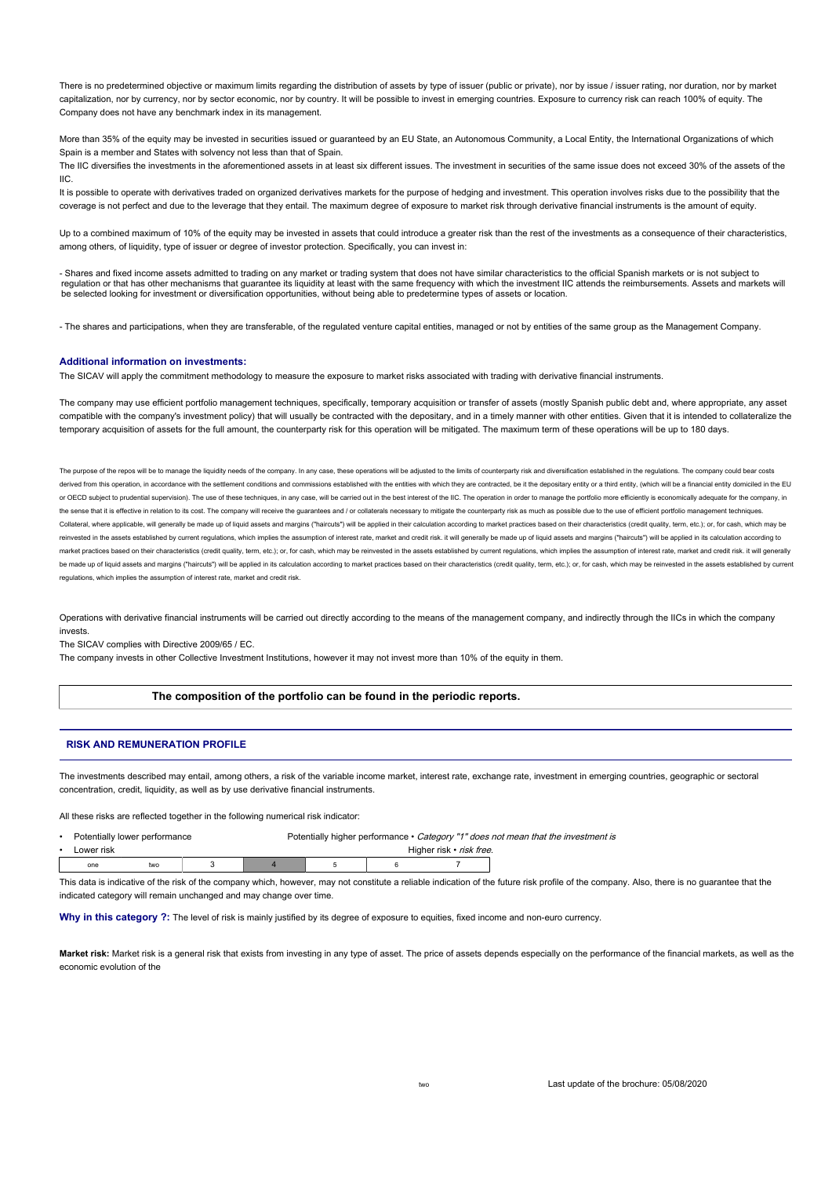There is no predetermined objective or maximum limits regarding the distribution of assets by type of issuer (public or private), nor by issue / issuer rating, nor duration, nor by market capitalization, nor by currency, nor by sector economic, nor by country. It will be possible to invest in emerging countries. Exposure to currency risk can reach 100% of equity. The Company does not have any benchmark index in its management.

More than 35% of the equity may be invested in securities issued or guaranteed by an EU State, an Autonomous Community, a Local Entity, the International Organizations of which Spain is a member and States with solvency not less than that of Spain.
The IIC diversifies the investments in the aforementioned assets in at least six different issues. The investment in securities of the same issue does not exceed 30% of the assets of the IIC.
It is possible to operate with derivatives traded on organized derivatives markets for the purpose of hedging and investment. This operation involves risks due to the possibility that the coverage is not perfect and due to the leverage that they entail. The maximum degree of exposure to market risk through derivative financial instruments is the amount of equity.

Up to a combined maximum of 10% of the equity may be invested in assets that could introduce a greater risk than the rest of the investments as a consequence of their characteristics, among others, of liquidity, type of issuer or degree of investor protection. Specifically, you can invest in:

- Shares and fixed income assets admitted to trading on any market or trading system that does not have similar characteristics to the official Spanish markets or is not subject to regulation or that has other mechanisms that guarantee its liquidity at least with the same frequency with which the investment IIC attends the reimbursements. Assets and markets will be selected looking for investment or diversification opportunities, without being able to predetermine types of assets or location.

- The shares and participations, when they are transferable, of the regulated venture capital entities, managed or not by entities of the same group as the Management Company.

### Additional information on investments:

The SICAV will apply the commitment methodology to measure the exposure to market risks associated with trading with derivative financial instruments.

The company may use efficient portfolio management techniques, specifically, temporary acquisition or transfer of assets (mostly Spanish public debt and, where appropriate, any asset compatible with the company's investment policy) that will usually be contracted with the depositary, and in a timely manner with other entities. Given that it is intended to collateralize the temporary acquisition of assets for the full amount, the counterparty risk for this operation will be mitigated. The maximum term of these operations will be up to 180 days.

The purpose of the repos will be to manage the liquidity needs of the company. In any case, these operations will be adjusted to the limits of counterparty risk and diversification established in the regulations. The company could bear costs derived from this operation, in accordance with the settlement conditions and commissions established with the entities with which they are contracted, be it the depositary entity or a third entity, (which will be a financial entity domiciled in the EU or OECD subject to prudential supervision). The use of these techniques, in any case, will be carried out in the best interest of the IIC. The operation in order to manage the portfolio more efficiently is economically adequate for the company, in the sense that it is effective in relation to its cost. The company will receive the guarantees and / or collaterals necessary to mitigate the counterparty risk as much as possible due to the use of efficient portfolio management techniques. Collateral, where applicable, will generally be made up of liquid assets and margins ("haircuts") will be applied in their calculation according to market practices based on their characteristics (credit quality, term, etc.); or, for cash, which may be reinvested in the assets established by current regulations, which implies the assumption of interest rate, market and credit risk. it will generally be made up of liquid assets and margins ("haircuts") will be applied in its calculation according to market practices based on their characteristics (credit quality, term, etc.); or, for cash, which may be reinvested in the assets established by current regulations, which implies the assumption of interest rate, market and credit risk. it will generally be made up of liquid assets and margins ("haircuts") will be applied in its calculation according to market practices based on their characteristics (credit quality, term, etc.); or, for cash, which may be reinvested in the assets established by current regulations, which implies the assumption of interest rate, market and credit risk.

Operations with derivative financial instruments will be carried out directly according to the means of the management company, and indirectly through the IICs in which the company invests.
The SICAV complies with Directive 2009/65 / EC.
The company invests in other Collective Investment Institutions, however it may not invest more than 10% of the equity in them.

**The composition of the portfolio can be found in the periodic reports.**

## RISK AND REMUNERATION PROFILE

The investments described may entail, among others, a risk of the variable income market, interest rate, exchange rate, investment in emerging countries, geographic or sectoral concentration, credit, liquidity, as well as by use derivative financial instruments.

All these risks are reflected together in the following numerical risk indicator:

- Potentially lower performance — Potentially higher performance • *Category "1" does not mean that the investment is*
- Lower risk — Higher risk • *risk free.*

| one | two | 3 | 4 | 5 | 6 | 7 |
|---|---|---|---|---|---|---|

This data is indicative of the risk of the company which, however, may not constitute a reliable indication of the future risk profile of the company. Also, there is no guarantee that the indicated category will remain unchanged and may change over time.

**Why in this category ?:** The level of risk is mainly justified by its degree of exposure to equities, fixed income and non-euro currency.

**Market risk:** Market risk is a general risk that exists from investing in any type of asset. The price of assets depends especially on the performance of the financial markets, as well as the economic evolution of the

Last update of the brochure: 05/08/2020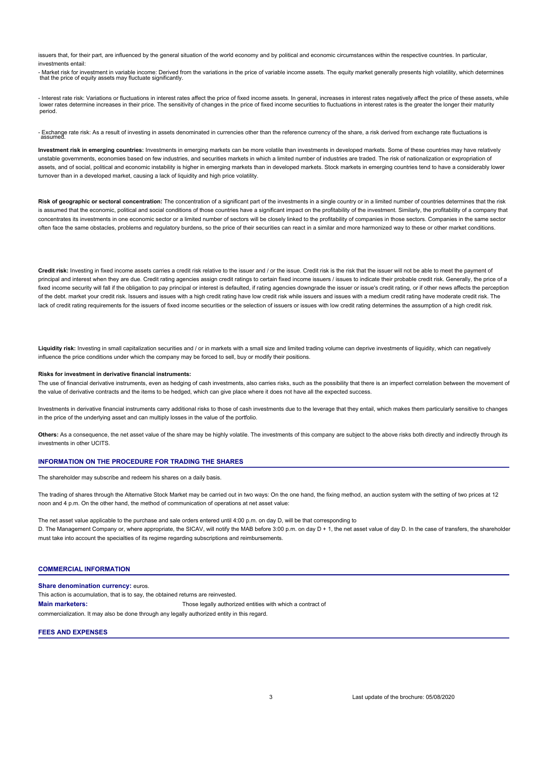issuers that, for their part, are influenced by the general situation of the world economy and by political and economic circumstances within the respective countries. In particular, investments entail:

- Market risk for investment in variable income: Derived from the variations in the price of variable income assets. The equity market generally presents high volatility, which determines that the price of equity assets may fluctuate significantly.

- Interest rate risk: Variations or fluctuations in interest rates affect the price of fixed income assets. In general, increases in interest rates negatively affect the price of these assets, while lower rates determine increases in their price. The sensitivity of changes in the price of fixed income securities to fluctuations in interest rates is the greater the longer their maturity period.

- Exchange rate risk: As a result of investing in assets denominated in currencies other than the reference currency of the share, a risk derived from exchange rate fluctuations is assumed.

**Investment risk in emerging countries:** Investments in emerging markets can be more volatile than investments in developed markets. Some of these countries may have relatively unstable governments, economies based on few industries, and securities markets in which a limited number of industries are traded. The risk of nationalization or expropriation of assets, and of social, political and economic instability is higher in emerging markets than in developed markets. Stock markets in emerging countries tend to have a considerably lower turnover than in a developed market, causing a lack of liquidity and high price volatility.

**Risk of geographic or sectoral concentration:** The concentration of a significant part of the investments in a single country or in a limited number of countries determines that the risk is assumed that the economic, political and social conditions of those countries have a significant impact on the profitability of the investment. Similarly, the profitability of a company that concentrates its investments in one economic sector or a limited number of sectors will be closely linked to the profitability of companies in those sectors. Companies in the same sector often face the same obstacles, problems and regulatory burdens, so the price of their securities can react in a similar and more harmonized way to these or other market conditions.

**Credit risk:** Investing in fixed income assets carries a credit risk relative to the issuer and / or the issue. Credit risk is the risk that the issuer will not be able to meet the payment of principal and interest when they are due. Credit rating agencies assign credit ratings to certain fixed income issuers / issues to indicate their probable credit risk. Generally, the price of a fixed income security will fall if the obligation to pay principal or interest is defaulted, if rating agencies downgrade the issuer or issue's credit rating, or if other news affects the perception of the debt. market your credit risk. Issuers and issues with a high credit rating have low credit risk while issuers and issues with a medium credit rating have moderate credit risk. The lack of credit rating requirements for the issuers of fixed income securities or the selection of issuers or issues with low credit rating determines the assumption of a high credit risk.

**Liquidity risk:** Investing in small capitalization securities and / or in markets with a small size and limited trading volume can deprive investments of liquidity, which can negatively influence the price conditions under which the company may be forced to sell, buy or modify their positions.

**Risks for investment in derivative financial instruments:**

The use of financial derivative instruments, even as hedging of cash investments, also carries risks, such as the possibility that there is an imperfect correlation between the movement of the value of derivative contracts and the items to be hedged, which can give place where it does not have all the expected success.

Investments in derivative financial instruments carry additional risks to those of cash investments due to the leverage that they entail, which makes them particularly sensitive to changes in the price of the underlying asset and can multiply losses in the value of the portfolio.

**Others:** As a consequence, the net asset value of the share may be highly volatile. The investments of this company are subject to the above risks both directly and indirectly through its investments in other UCITS.

## INFORMATION ON THE PROCEDURE FOR TRADING THE SHARES

The shareholder may subscribe and redeem his shares on a daily basis.

The trading of shares through the Alternative Stock Market may be carried out in two ways: On the one hand, the fixing method, an auction system with the setting of two prices at 12 noon and 4 p.m. On the other hand, the method of communication of operations at net asset value:

The net asset value applicable to the purchase and sale orders entered until 4:00 p.m. on day D, will be that corresponding to D. The Management Company or, where appropriate, the SICAV, will notify the MAB before 3:00 p.m. on day D + 1, the net asset value of day D. In the case of transfers, the shareholder must take into account the specialties of its regime regarding subscriptions and reimbursements.

## COMMERCIAL INFORMATION

**Share denomination currency:** euros.

This action is accumulation, that is to say, the obtained returns are reinvested.

**Main marketers:** Those legally authorized entities with which a contract of commercialization. It may also be done through any legally authorized entity in this regard.

## FEES AND EXPENSES

Last update of the brochure: 05/08/2020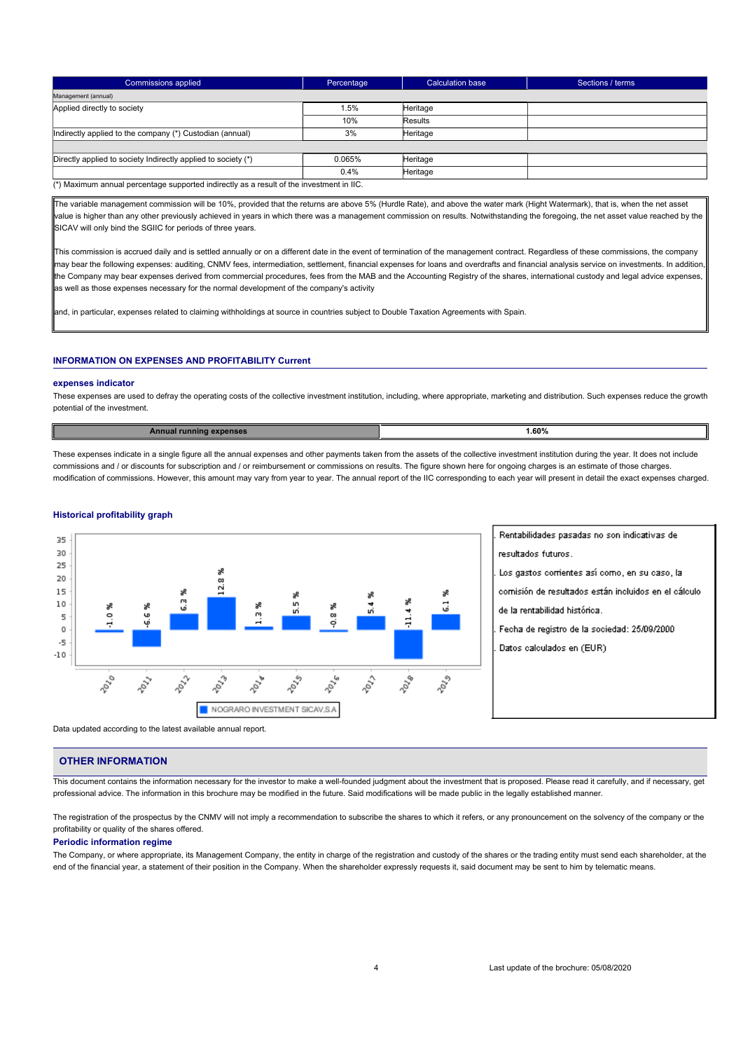| Commissions applied | Percentage | Calculation base | Sections / terms |
|---|---|---|---|
| Management (annual) | | | |
| Applied directly to society | 1.5% | Heritage | |
| | 10% | Results | |
| Indirectly applied to the company (*) Custodian (annual) | 3% | Heritage | |
| | | | |
| Directly applied to society Indirectly applied to society (*) | 0.065% | Heritage | |
| | 0.4% | Heritage | |

(*) Maximum annual percentage supported indirectly as a result of the investment in IIC.

The variable management commission will be 10%, provided that the returns are above 5% (Hurdle Rate), and above the water mark (Hight Watermark), that is, when the net asset value is higher than any other previously achieved in years in which there was a management commission on results. Notwithstanding the foregoing, the net asset value reached by the SICAV will only bind the SGIIC for periods of three years.

This commission is accrued daily and is settled annually or on a different date in the event of termination of the management contract. Regardless of these commissions, the company may bear the following expenses: auditing, CNMV fees, intermediation, settlement, financial expenses for loans and overdrafts and financial analysis service on investments. In addition, the Company may bear expenses derived from commercial procedures, fees from the MAB and the Accounting Registry of the shares, international custody and legal advice expenses, as well as those expenses necessary for the normal development of the company's activity

and, in particular, expenses related to claiming withholdings at source in countries subject to Double Taxation Agreements with Spain.

## INFORMATION ON EXPENSES AND PROFITABILITY Current

### expenses indicator

These expenses are used to defray the operating costs of the collective investment institution, including, where appropriate, marketing and distribution. Such expenses reduce the growth potential of the investment.

| Annual running expenses | 1.60% |
|---|---|

These expenses indicate in a single figure all the annual expenses and other payments taken from the assets of the collective investment institution during the year. It does not include commissions and / or discounts for subscription and / or reimbursement or commissions on results. The figure shown here for ongoing charges is an estimate of those charges. modification of commissions. However, this amount may vary from year to year. The annual report of the IIC corresponding to each year will present in detail the exact expenses charged.

### Historical profitability graph

| Year | NOGRARO INVESTMENT SICAV,S.A |
|---|---|
| 2010 | -1.0 % |
| 2011 | -6.6 % |
| 2012 | 6.3 % |
| 2013 | 12.8 % |
| 2014 | 1.3 % |
| 2015 | 5.5 % |
| 2016 | -0.8 % |
| 2017 | 5.4 % |
| 2018 | -11.4 % |
| 2019 | 6.1 % |

. Rentabilidades pasadas no son indicativas de resultados futuros.

. Los gastos corrientes así como, en su caso, la comisión de resultados están incluidos en el cálculo de la rentabilidad histórica.

. Fecha de registro de la sociedad: 25/09/2000

. Datos calculados en (EUR)

Data updated according to the latest available annual report.

## OTHER INFORMATION

This document contains the information necessary for the investor to make a well-founded judgment about the investment that is proposed. Please read it carefully, and if necessary, get professional advice. The information in this brochure may be modified in the future. Said modifications will be made public in the legally established manner.

The registration of the prospectus by the CNMV will not imply a recommendation to subscribe the shares to which it refers, or any pronouncement on the solvency of the company or the profitability or quality of the shares offered.

### Periodic information regime

The Company, or where appropriate, its Management Company, the entity in charge of the registration and custody of the shares or the trading entity must send each shareholder, at the end of the financial year, a statement of their position in the Company. When the shareholder expressly requests it, said document may be sent to him by telematic means.

Last update of the brochure: 05/08/2020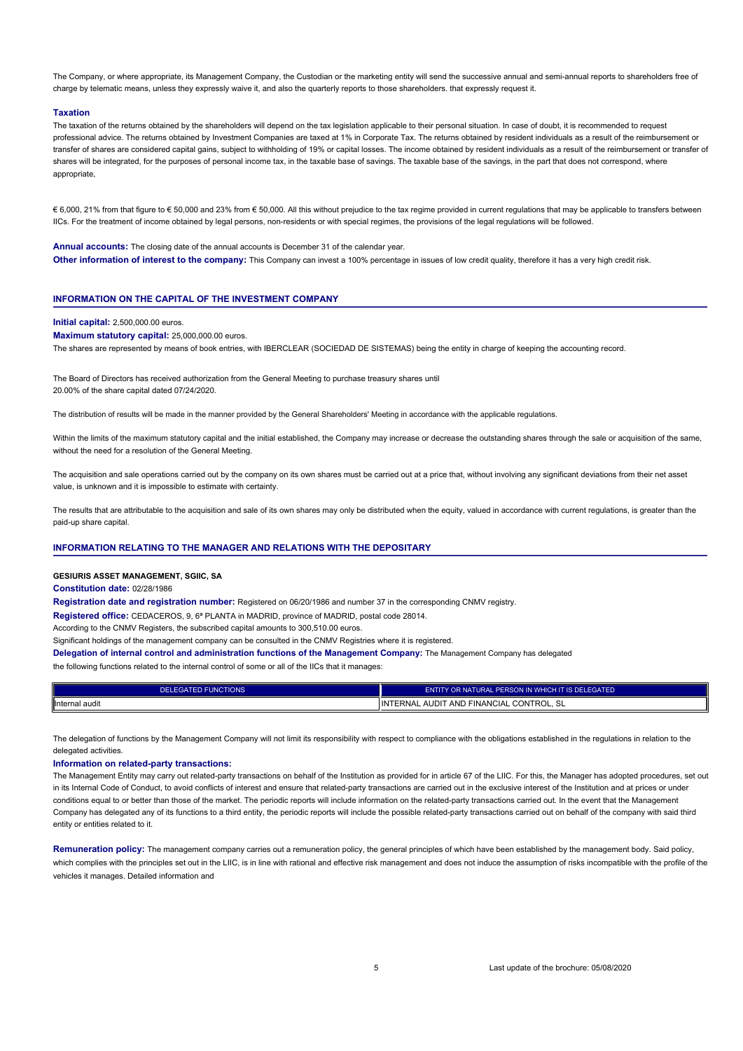The Company, or where appropriate, its Management Company, the Custodian or the marketing entity will send the successive annual and semi-annual reports to shareholders free of charge by telematic means, unless they expressly waive it, and also the quarterly reports to those shareholders. that expressly request it.

### Taxation

The taxation of the returns obtained by the shareholders will depend on the tax legislation applicable to their personal situation. In case of doubt, it is recommended to request professional advice. The returns obtained by Investment Companies are taxed at 1% in Corporate Tax. The returns obtained by resident individuals as a result of the reimbursement or transfer of shares are considered capital gains, subject to withholding of 19% or capital losses. The income obtained by resident individuals as a result of the reimbursement or transfer of shares will be integrated, for the purposes of personal income tax, in the taxable base of savings. The taxable base of the savings, in the part that does not correspond, where appropriate,

€ 6,000, 21% from that figure to € 50,000 and 23% from € 50,000. All this without prejudice to the tax regime provided in current regulations that may be applicable to transfers between IICs. For the treatment of income obtained by legal persons, non-residents or with special regimes, the provisions of the legal regulations will be followed.

**Annual accounts:** The closing date of the annual accounts is December 31 of the calendar year.

**Other information of interest to the company:** This Company can invest a 100% percentage in issues of low credit quality, therefore it has a very high credit risk.

## INFORMATION ON THE CAPITAL OF THE INVESTMENT COMPANY

**Initial capital:** 2,500,000.00 euros.

**Maximum statutory capital:** 25,000,000.00 euros.

The shares are represented by means of book entries, with IBERCLEAR (SOCIEDAD DE SISTEMAS) being the entity in charge of keeping the accounting record.

The Board of Directors has received authorization from the General Meeting to purchase treasury shares until 20.00% of the share capital dated 07/24/2020.

The distribution of results will be made in the manner provided by the General Shareholders' Meeting in accordance with the applicable regulations.

Within the limits of the maximum statutory capital and the initial established, the Company may increase or decrease the outstanding shares through the sale or acquisition of the same, without the need for a resolution of the General Meeting.

The acquisition and sale operations carried out by the company on its own shares must be carried out at a price that, without involving any significant deviations from their net asset value, is unknown and it is impossible to estimate with certainty.

The results that are attributable to the acquisition and sale of its own shares may only be distributed when the equity, valued in accordance with current regulations, is greater than the paid-up share capital.

## INFORMATION RELATING TO THE MANAGER AND RELATIONS WITH THE DEPOSITARY

**GESIURIS ASSET MANAGEMENT, SGIIC, SA**

**Constitution date:** 02/28/1986

**Registration date and registration number:** Registered on 06/20/1986 and number 37 in the corresponding CNMV registry.

**Registered office:** CEDACEROS, 9, 6ª PLANTA in MADRID, province of MADRID, postal code 28014.

According to the CNMV Registers, the subscribed capital amounts to 300,510.00 euros.

Significant holdings of the management company can be consulted in the CNMV Registries where it is registered.

**Delegation of internal control and administration functions of the Management Company:** The Management Company has delegated the following functions related to the internal control of some or all of the IICs that it manages:

| DELEGATED FUNCTIONS | ENTITY OR NATURAL PERSON IN WHICH IT IS DELEGATED |
|---|---|
| Internal audit | INTERNAL AUDIT AND FINANCIAL CONTROL, SL |

The delegation of functions by the Management Company will not limit its responsibility with respect to compliance with the obligations established in the regulations in relation to the delegated activities.

**Information on related-party transactions:**

The Management Entity may carry out related-party transactions on behalf of the Institution as provided for in article 67 of the LIIC. For this, the Manager has adopted procedures, set out in its Internal Code of Conduct, to avoid conflicts of interest and ensure that related-party transactions are carried out in the exclusive interest of the Institution and at prices or under conditions equal to or better than those of the market. The periodic reports will include information on the related-party transactions carried out. In the event that the Management Company has delegated any of its functions to a third entity, the periodic reports will include the possible related-party transactions carried out on behalf of the company with said third entity or entities related to it.

**Remuneration policy:** The management company carries out a remuneration policy, the general principles of which have been established by the management body. Said policy, which complies with the principles set out in the LIIC, is in line with rational and effective risk management and does not induce the assumption of risks incompatible with the profile of the vehicles it manages. Detailed information and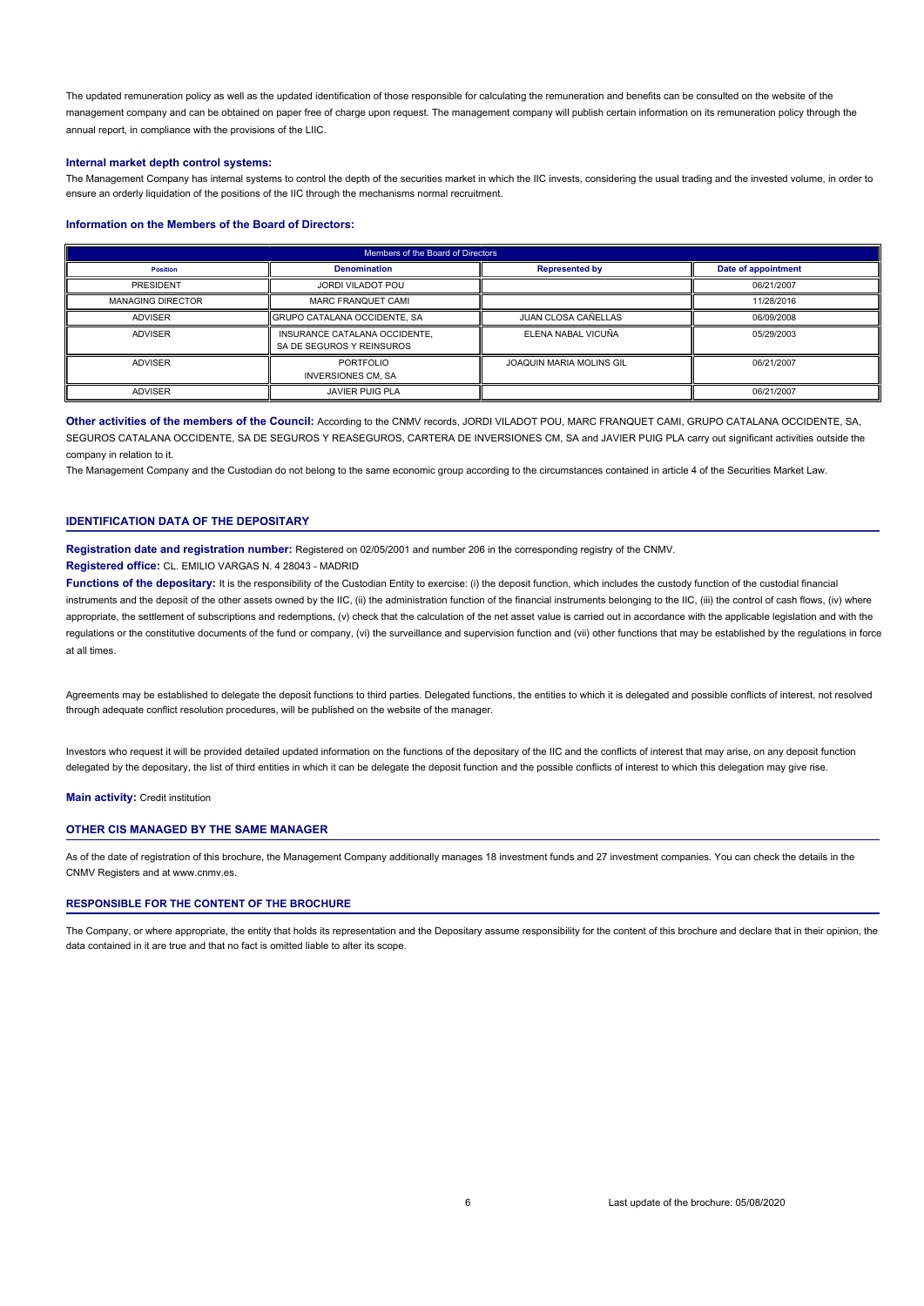The updated remuneration policy as well as the updated identification of those responsible for calculating the remuneration and benefits can be consulted on the website of the management company and can be obtained on paper free of charge upon request. The management company will publish certain information on its remuneration policy through the annual report, in compliance with the provisions of the LIIC.

### Internal market depth control systems:

The Management Company has internal systems to control the depth of the securities market in which the IIC invests, considering the usual trading and the invested volume, in order to ensure an orderly liquidation of the positions of the IIC through the mechanisms normal recruitment.

### Information on the Members of the Board of Directors:

| Members of the Board of Directors | | | |
|---|---|---|---|
| **Position** | **Denomination** | **Represented by** | **Date of appointment** |
| PRESIDENT | JORDI VILADOT POU | | 06/21/2007 |
| MANAGING DIRECTOR | MARC FRANQUET CAMI | | 11/28/2016 |
| ADVISER | GRUPO CATALANA OCCIDENTE, SA | JUAN CLOSA CAÑELLAS | 06/09/2008 |
| ADVISER | INSURANCE CATALANA OCCIDENTE, SA DE SEGUROS Y REINSUROS | ELENA NABAL VICUÑA | 05/29/2003 |
| ADVISER | PORTFOLIO INVERSIONES CM, SA | JOAQUIN MARIA MOLINS GIL | 06/21/2007 |
| ADVISER | JAVIER PUIG PLA | | 06/21/2007 |

**Other activities of the members of the Council:** According to the CNMV records, JORDI VILADOT POU, MARC FRANQUET CAMI, GRUPO CATALANA OCCIDENTE, SA, SEGUROS CATALANA OCCIDENTE, SA DE SEGUROS Y REASEGUROS, CARTERA DE INVERSIONES CM, SA and JAVIER PUIG PLA carry out significant activities outside the company in relation to it.

The Management Company and the Custodian do not belong to the same economic group according to the circumstances contained in article 4 of the Securities Market Law.

## IDENTIFICATION DATA OF THE DEPOSITARY

**Registration date and registration number:** Registered on 02/05/2001 and number 206 in the corresponding registry of the CNMV.

**Registered office:** CL. EMILIO VARGAS N. 4 28043 - MADRID

**Functions of the depositary:** It is the responsibility of the Custodian Entity to exercise: (i) the deposit function, which includes the custody function of the custodial financial instruments and the deposit of the other assets owned by the IIC, (ii) the administration function of the financial instruments belonging to the IIC, (iii) the control of cash flows, (iv) where appropriate, the settlement of subscriptions and redemptions, (v) check that the calculation of the net asset value is carried out in accordance with the applicable legislation and with the regulations or the constitutive documents of the fund or company, (vi) the surveillance and supervision function and (vii) other functions that may be established by the regulations in force at all times.

Agreements may be established to delegate the deposit functions to third parties. Delegated functions, the entities to which it is delegated and possible conflicts of interest, not resolved through adequate conflict resolution procedures, will be published on the website of the manager.

Investors who request it will be provided detailed updated information on the functions of the depositary of the IIC and the conflicts of interest that may arise, on any deposit function delegated by the depositary, the list of third entities in which it can be delegate the deposit function and the possible conflicts of interest to which this delegation may give rise.

**Main activity:** Credit institution

## OTHER CIS MANAGED BY THE SAME MANAGER

As of the date of registration of this brochure, the Management Company additionally manages 18 investment funds and 27 investment companies. You can check the details in the CNMV Registers and at www.cnmv.es.

## RESPONSIBLE FOR THE CONTENT OF THE BROCHURE

The Company, or where appropriate, the entity that holds its representation and the Depositary assume responsibility for the content of this brochure and declare that in their opinion, the data contained in it are true and that no fact is omitted liable to alter its scope.

Last update of the brochure: 05/08/2020